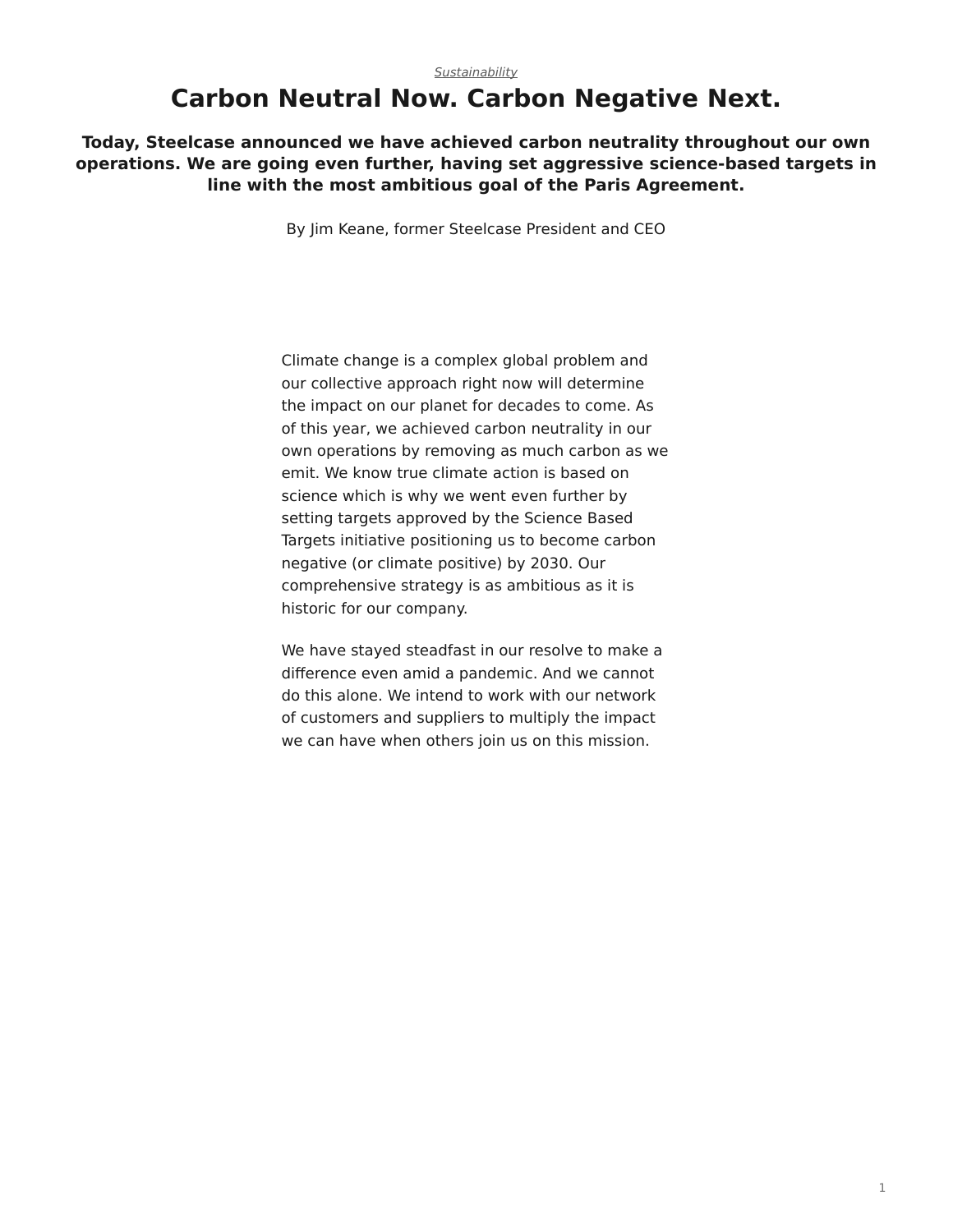*Sustainability*

# Carbon Neutral Now. Carbon Negative Next.

**Today, Steelcase announced we have achieved carbon neutrality throughout our own operations. We are going even further, having set aggressive science-based targets in line with the most ambitious goal of the Paris Agreement.**

By Jim Keane, former Steelcase President and CEO

Climate change is a complex global problem and our collective approach right now will determine the impact on our planet for decades to come. As of this year, we achieved carbon neutrality in our own operations by removing as much carbon as we emit. We know true climate action is based on science which is why we went even further by setting targets approved by the Science Based Targets initiative positioning us to become carbon negative (or climate positive) by 2030. Our comprehensive strategy is as ambitious as it is historic for our company.

We have stayed steadfast in our resolve to make a difference even amid a pandemic. And we cannot do this alone. We intend to work with our network of customers and suppliers to multiply the impact we can have when others join us on this mission.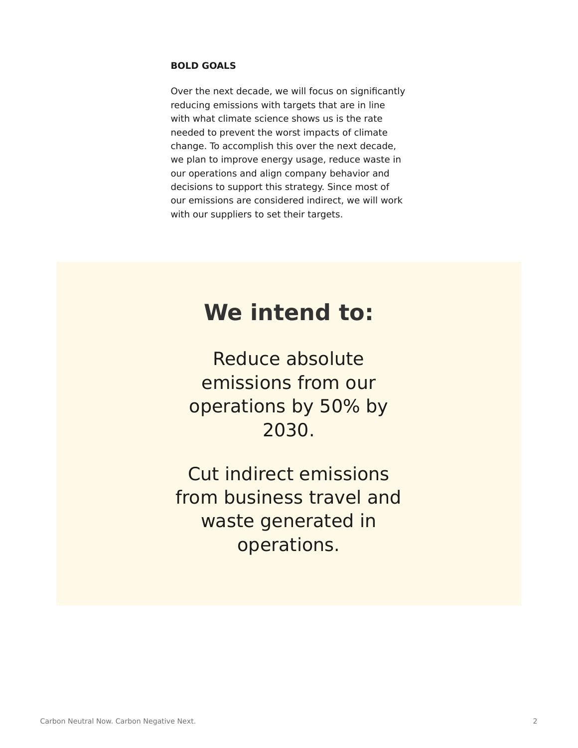## BOLD GOALS

Over the next decade, we will focus on significantly reducing emissions with targets that are in line with what climate science shows us is the rate needed to prevent the worst impacts of climate change. To accomplish this over the next decade, we plan to improve energy usage, reduce waste in our operations and align company behavior and decisions to support this strategy. Since most of our emissions are considered indirect, we will work with our suppliers to set their targets.

# We intend to:

Reduce absolute emissions from our operations by 50% by 2030.

Cut indirect emissions from business travel and waste generated in operations.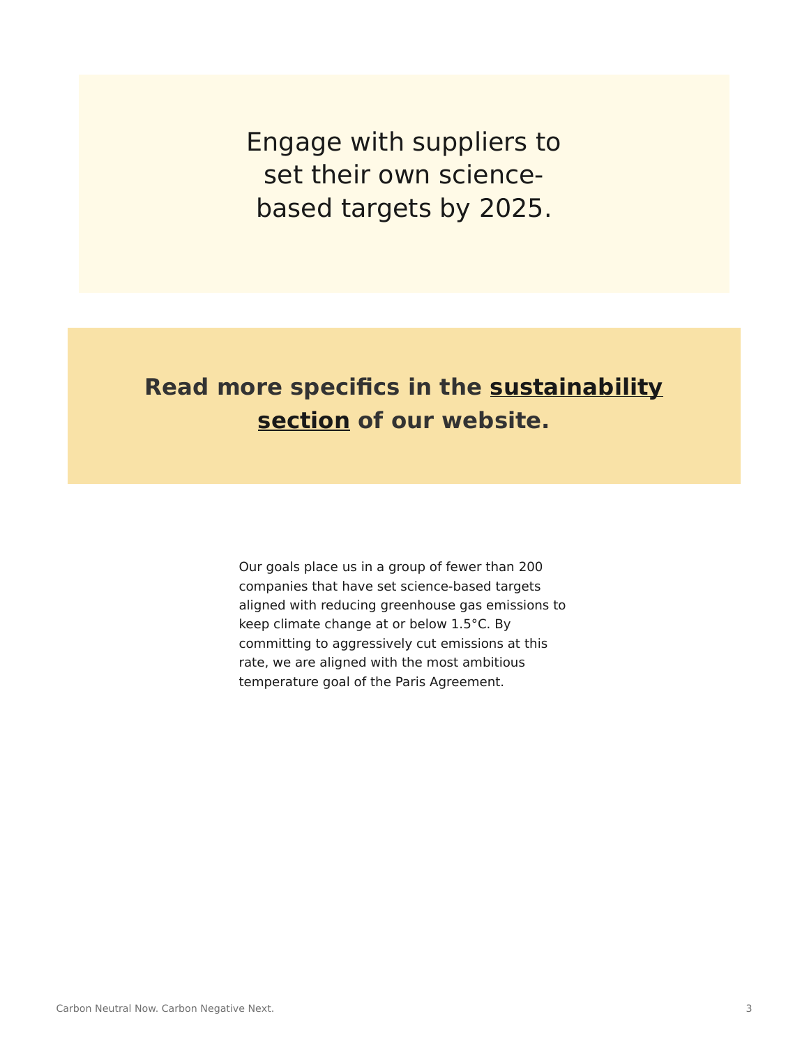Engage with suppliers to set their own science-based targets by 2025.

**Read more specifics in the sustainability section of our website.**

Our goals place us in a group of fewer than 200 companies that have set science-based targets aligned with reducing greenhouse gas emissions to keep climate change at or below 1.5°C. By committing to aggressively cut emissions at this rate, we are aligned with the most ambitious temperature goal of the Paris Agreement.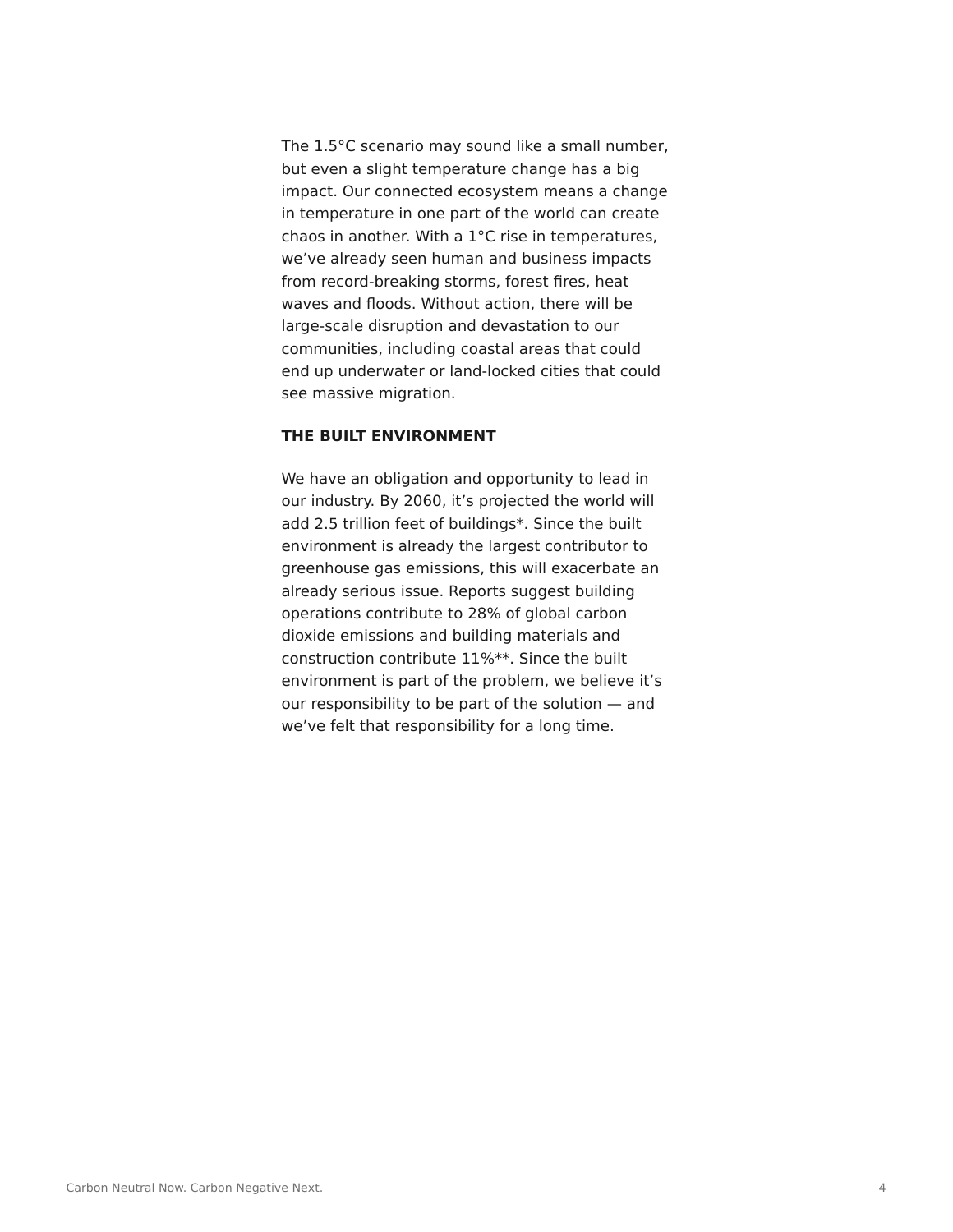The 1.5°C scenario may sound like a small number, but even a slight temperature change has a big impact. Our connected ecosystem means a change in temperature in one part of the world can create chaos in another. With a 1°C rise in temperatures, we've already seen human and business impacts from record-breaking storms, forest fires, heat waves and floods. Without action, there will be large-scale disruption and devastation to our communities, including coastal areas that could end up underwater or land-locked cities that could see massive migration.

## THE BUILT ENVIRONMENT

We have an obligation and opportunity to lead in our industry. By 2060, it's projected the world will add 2.5 trillion feet of buildings*. Since the built environment is already the largest contributor to greenhouse gas emissions, this will exacerbate an already serious issue. Reports suggest building operations contribute to 28% of global carbon dioxide emissions and building materials and construction contribute 11%**. Since the built environment is part of the problem, we believe it's our responsibility to be part of the solution — and we've felt that responsibility for a long time.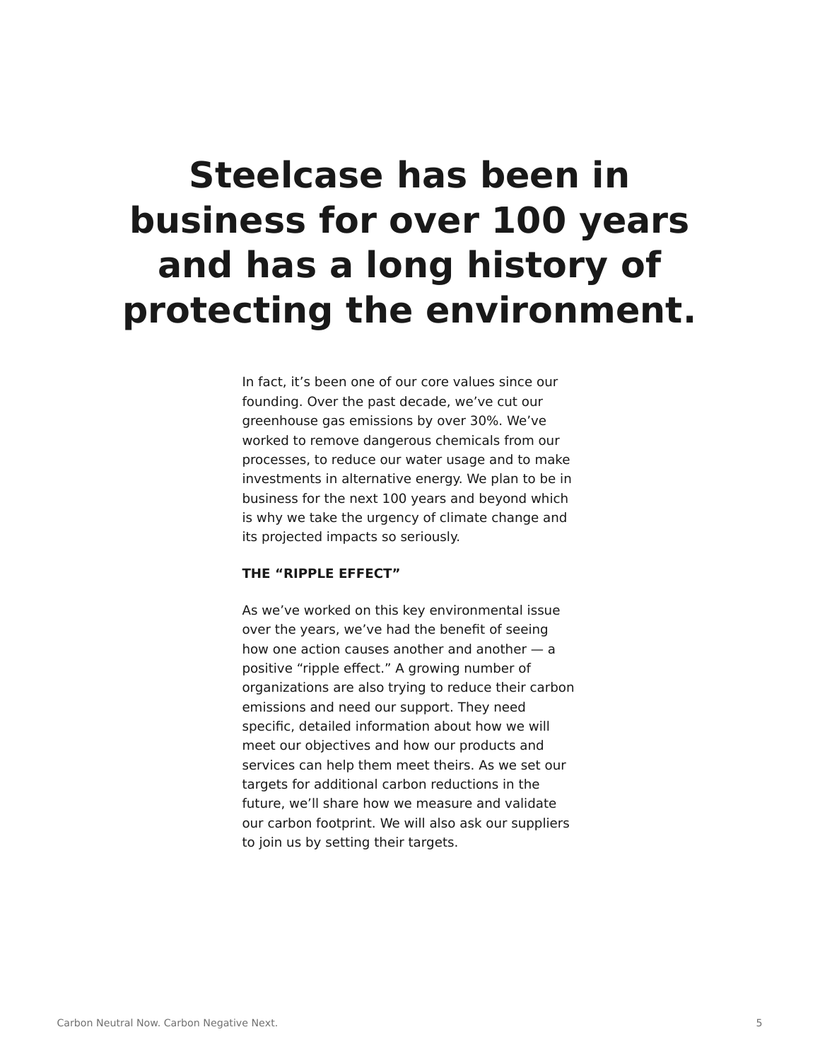# Steelcase has been in business for over 100 years and has a long history of protecting the environment.

In fact, it's been one of our core values since our founding. Over the past decade, we've cut our greenhouse gas emissions by over 30%. We've worked to remove dangerous chemicals from our processes, to reduce our water usage and to make investments in alternative energy. We plan to be in business for the next 100 years and beyond which is why we take the urgency of climate change and its projected impacts so seriously.

**THE "RIPPLE EFFECT"**

As we've worked on this key environmental issue over the years, we've had the benefit of seeing how one action causes another and another — a positive "ripple effect." A growing number of organizations are also trying to reduce their carbon emissions and need our support. They need specific, detailed information about how we will meet our objectives and how our products and services can help them meet theirs. As we set our targets for additional carbon reductions in the future, we'll share how we measure and validate our carbon footprint. We will also ask our suppliers to join us by setting their targets.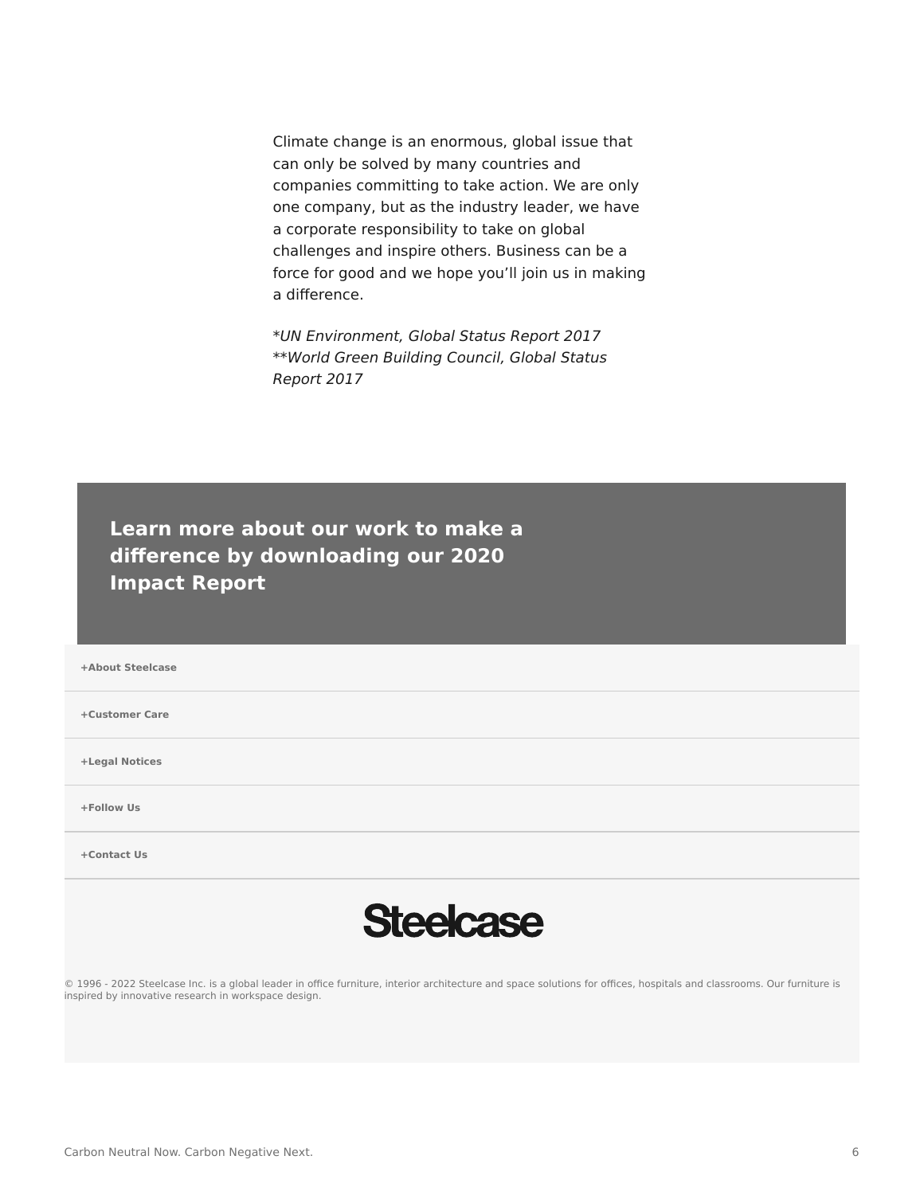Climate change is an enormous, global issue that can only be solved by many countries and companies committing to take action. We are only one company, but as the industry leader, we have a corporate responsibility to take on global challenges and inspire others. Business can be a force for good and we hope you'll join us in making a difference.

*\*UN Environment, Global Status Report 2017*
*\*\*World Green Building Council, Global Status Report 2017*

**Learn more about our work to make a difference by downloading our 2020 Impact Report**

**+About Steelcase**

**+Customer Care**

**+Legal Notices**

**+Follow Us**

**+Contact Us**

Steelcase

© 1996 - 2022 Steelcase Inc. is a global leader in office furniture, interior architecture and space solutions for offices, hospitals and classrooms. Our furniture is inspired by innovative research in workspace design.